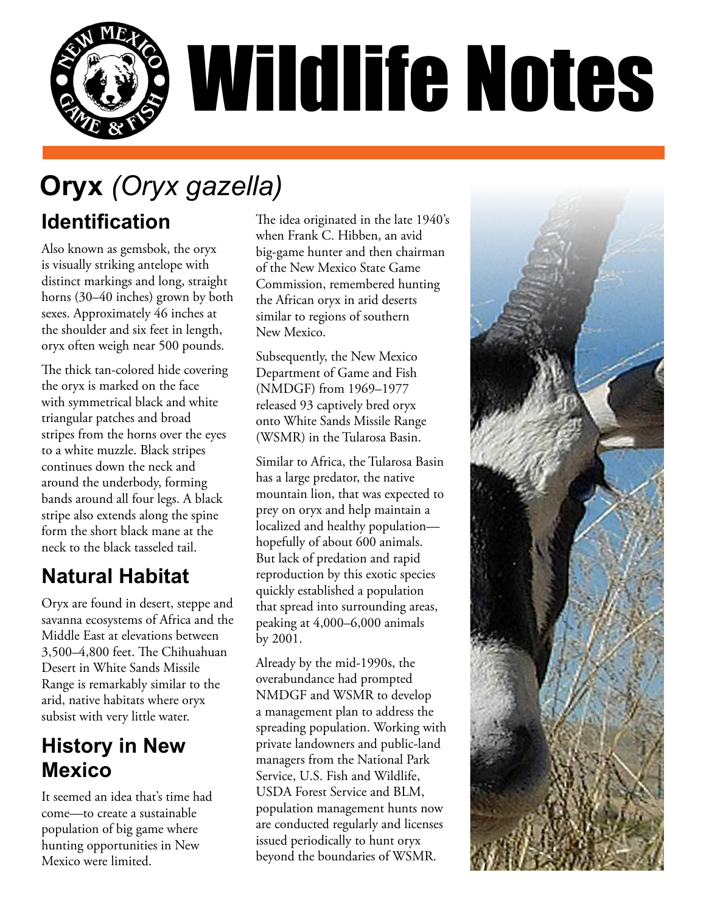# Wildlife Notes

## Oryx *(Oryx gazella)*

### Identification

Also known as gemsbok, the oryx is visually striking antelope with distinct markings and long, straight horns (30–40 inches) grown by both sexes. Approximately 46 inches at the shoulder and six feet in length, oryx often weigh near 500 pounds.

The thick tan-colored hide covering the oryx is marked on the face with symmetrical black and white triangular patches and broad stripes from the horns over the eyes to a white muzzle. Black stripes continues down the neck and around the underbody, forming bands around all four legs. A black stripe also extends along the spine form the short black mane at the neck to the black tasseled tail.

### Natural Habitat

Oryx are found in desert, steppe and savanna ecosystems of Africa and the Middle East at elevations between 3,500–4,800 feet. The Chihuahuan Desert in White Sands Missile Range is remarkably similar to the arid, native habitats where oryx subsist with very little water.

### History in New Mexico

It seemed an idea that's time had come—to create a sustainable population of big game where hunting opportunities in New Mexico were limited.

The idea originated in the late 1940's when Frank C. Hibben, an avid big-game hunter and then chairman of the New Mexico State Game Commission, remembered hunting the African oryx in arid deserts similar to regions of southern New Mexico.

Subsequently, the New Mexico Department of Game and Fish (NMDGF) from 1969–1977 released 93 captively bred oryx onto White Sands Missile Range (WSMR) in the Tularosa Basin.

Similar to Africa, the Tularosa Basin has a large predator, the native mountain lion, that was expected to prey on oryx and help maintain a localized and healthy population—hopefully of about 600 animals. But lack of predation and rapid reproduction by this exotic species quickly established a population that spread into surrounding areas, peaking at 4,000–6,000 animals by 2001.

Already by the mid-1990s, the overabundance had prompted NMDGF and WSMR to develop a management plan to address the spreading population. Working with private landowners and public-land managers from the National Park Service, U.S. Fish and Wildlife, USDA Forest Service and BLM, population management hunts now are conducted regularly and licenses issued periodically to hunt oryx beyond the boundaries of WSMR.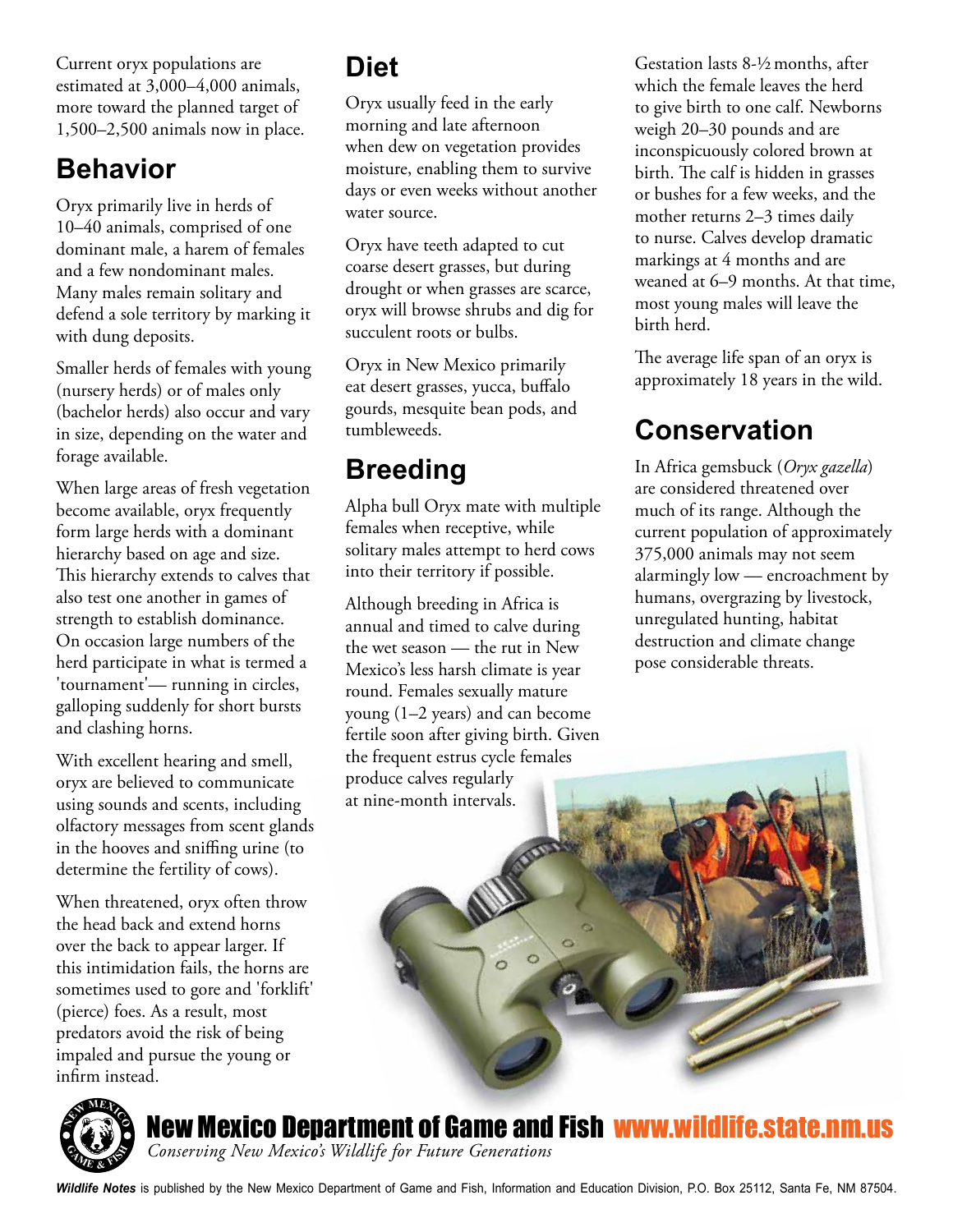Current oryx populations are estimated at 3,000–4,000 animals, more toward the planned target of 1,500–2,500 animals now in place.

## Behavior

Oryx primarily live in herds of 10–40 animals, comprised of one dominant male, a harem of females and a few nondominant males. Many males remain solitary and defend a sole territory by marking it with dung deposits.

Smaller herds of females with young (nursery herds) or of males only (bachelor herds) also occur and vary in size, depending on the water and forage available.

When large areas of fresh vegetation become available, oryx frequently form large herds with a dominant hierarchy based on age and size. This hierarchy extends to calves that also test one another in games of strength to establish dominance. On occasion large numbers of the herd participate in what is termed a 'tournament'— running in circles, galloping suddenly for short bursts and clashing horns.

With excellent hearing and smell, oryx are believed to communicate using sounds and scents, including olfactory messages from scent glands in the hooves and sniffing urine (to determine the fertility of cows).

When threatened, oryx often throw the head back and extend horns over the back to appear larger. If this intimidation fails, the horns are sometimes used to gore and 'forklift' (pierce) foes. As a result, most predators avoid the risk of being impaled and pursue the young or infirm instead.

## Diet

Oryx usually feed in the early morning and late afternoon when dew on vegetation provides moisture, enabling them to survive days or even weeks without another water source.

Oryx have teeth adapted to cut coarse desert grasses, but during drought or when grasses are scarce, oryx will browse shrubs and dig for succulent roots or bulbs.

Oryx in New Mexico primarily eat desert grasses, yucca, buffalo gourds, mesquite bean pods, and tumbleweeds.

## Breeding

Alpha bull Oryx mate with multiple females when receptive, while solitary males attempt to herd cows into their territory if possible.

Although breeding in Africa is annual and timed to calve during the wet season — the rut in New Mexico's less harsh climate is year round. Females sexually mature young (1–2 years) and can become fertile soon after giving birth. Given the frequent estrus cycle females produce calves regularly at nine-month intervals.

Gestation lasts 8-½ months, after which the female leaves the herd to give birth to one calf. Newborns weigh 20–30 pounds and are inconspicuously colored brown at birth. The calf is hidden in grasses or bushes for a few weeks, and the mother returns 2–3 times daily to nurse. Calves develop dramatic markings at 4 months and are weaned at 6–9 months. At that time, most young males will leave the birth herd.

The average life span of an oryx is approximately 18 years in the wild.

## Conservation

In Africa gemsbuck (*Oryx gazella*) are considered threatened over much of its range. Although the current population of approximately 375,000 animals may not seem alarmingly low — encroachment by humans, overgrazing by livestock, unregulated hunting, habitat destruction and climate change pose considerable threats.

**New Mexico Department of Game and Fish** www.wildlife.state.nm.us

*Conserving New Mexico's Wildlife for Future Generations*

***Wildlife Notes*** is published by the New Mexico Department of Game and Fish, Information and Education Division, P.O. Box 25112, Santa Fe, NM 87504.